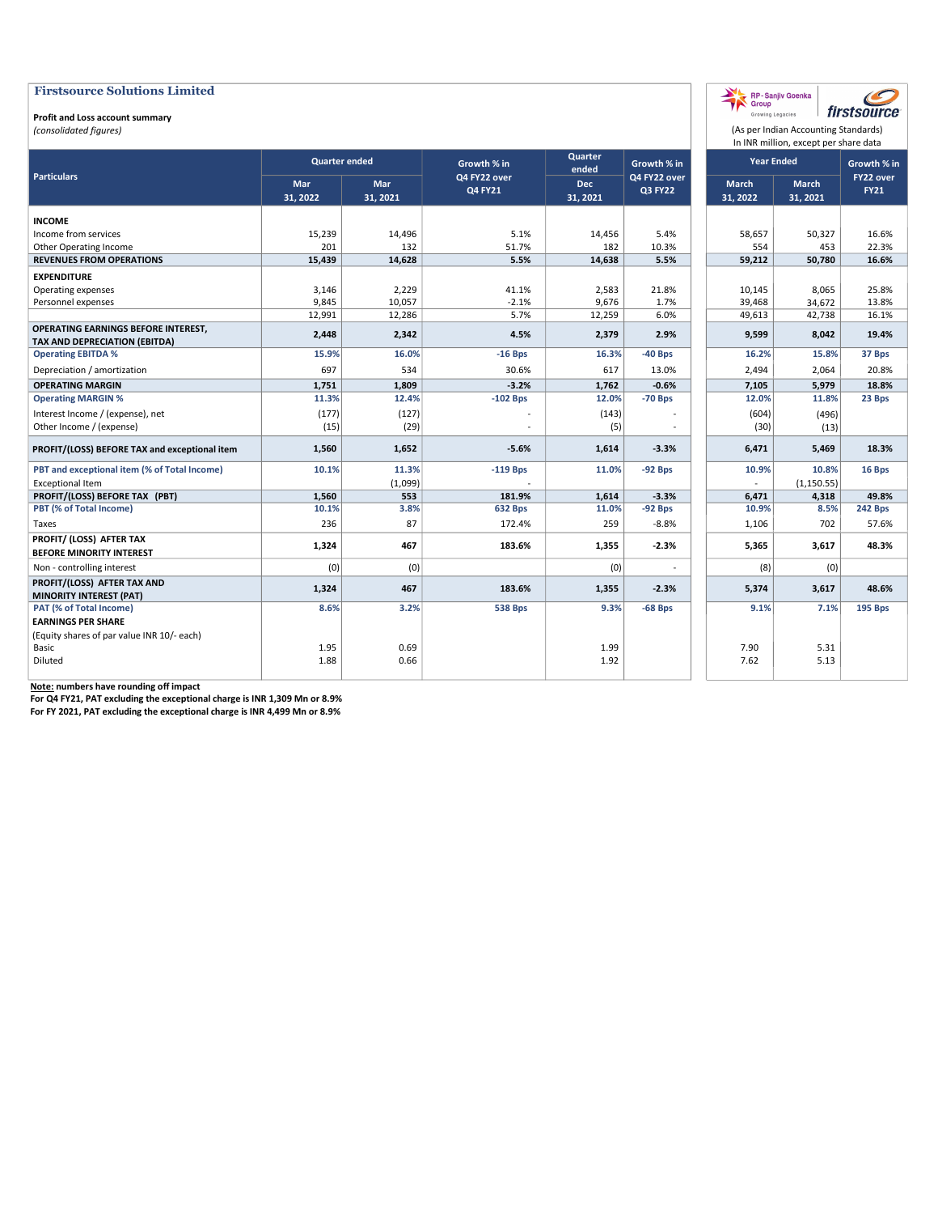# Firstsource Solutions Limited

**Profit and Loss account summary**
*(consolidated figures)*

RP - Sanjiv Goenka Group — Growing Legacies | firstsource

(As per Indian Accounting Standards)
In INR million, except per share data

| Particulars | Quarter ended | | Growth % in Q4 FY22 over Q4 FY21 | Quarter ended | Growth % in Q4 FY22 over Q3 FY22 | Year Ended | | Growth % in FY22 over FY21 |
|---|---|---|---|---|---|---|---|---|
| | Mar 31, 2022 | Mar 31, 2021 | | Dec 31, 2021 | | March 31, 2022 | March 31, 2021 | |
| **INCOME** | | | | | | | | |
| Income from services | 15,239 | 14,496 | 5.1% | 14,456 | 5.4% | 58,657 | 50,327 | 16.6% |
| Other Operating Income | 201 | 132 | 51.7% | 182 | 10.3% | 554 | 453 | 22.3% |
| **REVENUES FROM OPERATIONS** | **15,439** | **14,628** | **5.5%** | **14,638** | **5.5%** | **59,212** | **50,780** | **16.6%** |
| **EXPENDITURE** | | | | | | | | |
| Operating expenses | 3,146 | 2,229 | 41.1% | 2,583 | 21.8% | 10,145 | 8,065 | 25.8% |
| Personnel expenses | 9,845 | 10,057 | -2.1% | 9,676 | 1.7% | 39,468 | 34,672 | 13.8% |
| | 12,991 | 12,286 | 5.7% | 12,259 | 6.0% | 49,613 | 42,738 | 16.1% |
| **OPERATING EARNINGS BEFORE INTEREST, TAX AND DEPRECIATION (EBITDA)** | **2,448** | **2,342** | **4.5%** | **2,379** | **2.9%** | **9,599** | **8,042** | **19.4%** |
| **Operating EBITDA %** | **15.9%** | **16.0%** | **-16 Bps** | **16.3%** | **-40 Bps** | **16.2%** | **15.8%** | **37 Bps** |
| Depreciation / amortization | 697 | 534 | 30.6% | 617 | 13.0% | 2,494 | 2,064 | 20.8% |
| **OPERATING MARGIN** | **1,751** | **1,809** | **-3.2%** | **1,762** | **-0.6%** | **7,105** | **5,979** | **18.8%** |
| **Operating MARGIN %** | **11.3%** | **12.4%** | **-102 Bps** | **12.0%** | **-70 Bps** | **12.0%** | **11.8%** | **23 Bps** |
| Interest Income / (expense), net | (177) | (127) | - | (143) | - | (604) | (496) | |
| Other Income / (expense) | (15) | (29) | - | (5) | - | (30) | (13) | |
| **PROFIT/(LOSS) BEFORE TAX and exceptional item** | **1,560** | **1,652** | **-5.6%** | **1,614** | **-3.3%** | **6,471** | **5,469** | **18.3%** |
| **PBT and exceptional item (% of Total Income)** | **10.1%** | **11.3%** | **-119 Bps** | **11.0%** | **-92 Bps** | **10.9%** | **10.8%** | **16 Bps** |
| Exceptional Item | | (1,099) | - | | | - | (1,150.55) | |
| **PROFIT/(LOSS) BEFORE TAX (PBT)** | **1,560** | **553** | **181.9%** | **1,614** | **-3.3%** | **6,471** | **4,318** | **49.8%** |
| **PBT (% of Total Income)** | **10.1%** | **3.8%** | **632 Bps** | **11.0%** | **-92 Bps** | **10.9%** | **8.5%** | **242 Bps** |
| Taxes | 236 | 87 | 172.4% | 259 | -8.8% | 1,106 | 702 | 57.6% |
| **PROFIT/ (LOSS) AFTER TAX BEFORE MINORITY INTEREST** | **1,324** | **467** | **183.6%** | **1,355** | **-2.3%** | **5,365** | **3,617** | **48.3%** |
| Non - controlling interest | (0) | (0) | | (0) | - | (8) | (0) | |
| **PROFIT/(LOSS) AFTER TAX AND MINORITY INTEREST (PAT)** | **1,324** | **467** | **183.6%** | **1,355** | **-2.3%** | **5,374** | **3,617** | **48.6%** |
| **PAT (% of Total Income)** | **8.6%** | **3.2%** | **538 Bps** | **9.3%** | **-68 Bps** | **9.1%** | **7.1%** | **195 Bps** |
| **EARNINGS PER SHARE** | | | | | | | | |
| (Equity shares of par value INR 10/- each) | | | | | | | | |
| Basic | 1.95 | 0.69 | | 1.99 | | 7.90 | 5.31 | |
| Diluted | 1.88 | 0.66 | | 1.92 | | 7.62 | 5.13 | |

**Note: numbers have rounding off impact**
**For Q4 FY21, PAT excluding the exceptional charge is INR 1,309 Mn or 8.9%**
**For FY 2021, PAT excluding the exceptional charge is INR 4,499 Mn or 8.9%**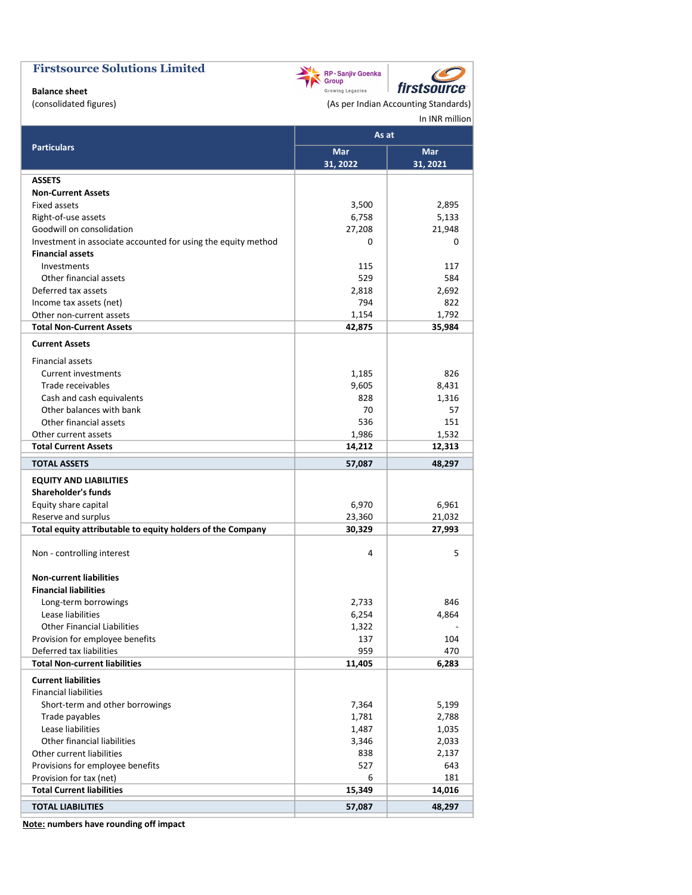# Firstsource Solutions Limited

**Balance sheet**

(consolidated figures)

(As per Indian Accounting Standards)

In INR million

| Particulars | As at | |
|---|---|---|
| | Mar 31, 2022 | Mar 31, 2021 |
| **ASSETS** | | |
| **Non-Current Assets** | | |
| Fixed assets | 3,500 | 2,895 |
| Right-of-use assets | 6,758 | 5,133 |
| Goodwill on consolidation | 27,208 | 21,948 |
| Investment in associate accounted for using the equity method | 0 | 0 |
| **Financial assets** | | |
| Investments | 115 | 117 |
| Other financial assets | 529 | 584 |
| Deferred tax assets | 2,818 | 2,692 |
| Income tax assets (net) | 794 | 822 |
| Other non-current assets | 1,154 | 1,792 |
| **Total Non-Current Assets** | **42,875** | **35,984** |
| **Current Assets** | | |
| Financial assets | | |
| Current investments | 1,185 | 826 |
| Trade receivables | 9,605 | 8,431 |
| Cash and cash equivalents | 828 | 1,316 |
| Other balances with bank | 70 | 57 |
| Other financial assets | 536 | 151 |
| Other current assets | 1,986 | 1,532 |
| **Total Current Assets** | **14,212** | **12,313** |
| **TOTAL ASSETS** | **57,087** | **48,297** |
| **EQUITY AND LIABILITIES** | | |
| **Shareholder's funds** | | |
| Equity share capital | 6,970 | 6,961 |
| Reserve and surplus | 23,360 | 21,032 |
| **Total equity attributable to equity holders of the Company** | **30,329** | **27,993** |
| Non - controlling interest | 4 | 5 |
| **Non-current liabilities** | | |
| **Financial liabilities** | | |
| Long-term borrowings | 2,733 | 846 |
| Lease liabilities | 6,254 | 4,864 |
| Other Financial Liabilities | 1,322 | - |
| Provision for employee benefits | 137 | 104 |
| Deferred tax liabilities | 959 | 470 |
| **Total Non-current liabilities** | **11,405** | **6,283** |
| **Current liabilities** | | |
| Financial liabilities | | |
| Short-term and other borrowings | 7,364 | 5,199 |
| Trade payables | 1,781 | 2,788 |
| Lease liabilities | 1,487 | 1,035 |
| Other financial liabilities | 3,346 | 2,033 |
| Other current liabilities | 838 | 2,137 |
| Provisions for employee benefits | 527 | 643 |
| Provision for tax (net) | 6 | 181 |
| **Total Current liabilities** | **15,349** | **14,016** |
| **TOTAL LIABILITIES** | **57,087** | **48,297** |

**Note: numbers have rounding off impact**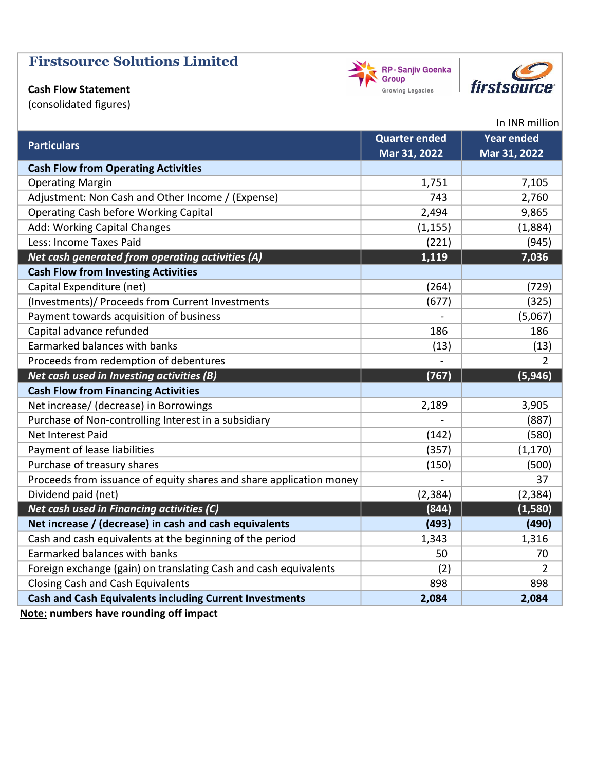# Firstsource Solutions Limited

**Cash Flow Statement**

(consolidated figures)

In INR million

| Particulars | Quarter ended Mar 31, 2022 | Year ended Mar 31, 2022 |
|---|---|---|
| **Cash Flow from Operating Activities** | | |
| Operating Margin | 1,751 | 7,105 |
| Adjustment: Non Cash and Other Income / (Expense) | 743 | 2,760 |
| Operating Cash before Working Capital | 2,494 | 9,865 |
| Add: Working Capital Changes | (1,155) | (1,884) |
| Less: Income Taxes Paid | (221) | (945) |
| ***Net cash generated from operating activities (A)*** | **1,119** | **7,036** |
| **Cash Flow from Investing Activities** | | |
| Capital Expenditure (net) | (264) | (729) |
| (Investments)/ Proceeds from Current Investments | (677) | (325) |
| Payment towards acquisition of business | - | (5,067) |
| Capital advance refunded | 186 | 186 |
| Earmarked balances with banks | (13) | (13) |
| Proceeds from redemption of debentures | - | 2 |
| ***Net cash used in Investing activities (B)*** | **(767)** | **(5,946)** |
| **Cash Flow from Financing Activities** | | |
| Net increase/ (decrease) in Borrowings | 2,189 | 3,905 |
| Purchase of Non-controlling Interest in a subsidiary | - | (887) |
| Net Interest Paid | (142) | (580) |
| Payment of lease liabilities | (357) | (1,170) |
| Purchase of treasury shares | (150) | (500) |
| Proceeds from issuance of equity shares and share application money | - | 37 |
| Dividend paid (net) | (2,384) | (2,384) |
| ***Net cash used in Financing activities (C)*** | **(844)** | **(1,580)** |
| **Net increase / (decrease) in cash and cash equivalents** | **(493)** | **(490)** |
| Cash and cash equivalents at the beginning of the period | 1,343 | 1,316 |
| Earmarked balances with banks | 50 | 70 |
| Foreign exchange (gain) on translating Cash and cash equivalents | (2) | 2 |
| Closing Cash and Cash Equivalents | 898 | 898 |
| **Cash and Cash Equivalents including Current Investments** | **2,084** | **2,084** |

**Note: numbers have rounding off impact**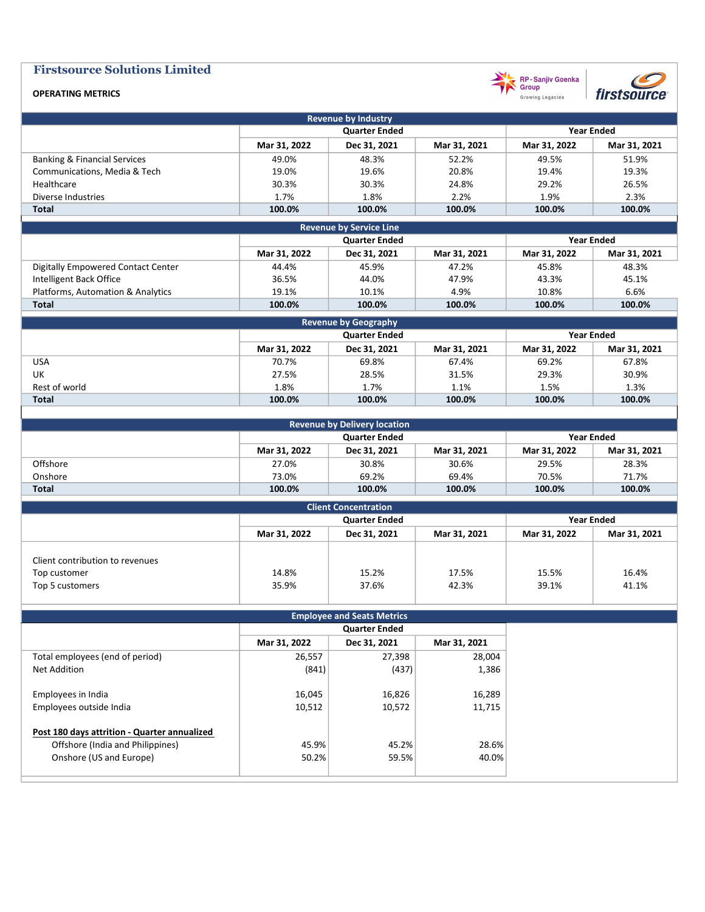# Firstsource Solutions Limited

**OPERATING METRICS**

| Revenue by Industry | Quarter Ended | | | Year Ended | |
|---|---|---|---|---|---|
| | Mar 31, 2022 | Dec 31, 2021 | Mar 31, 2021 | Mar 31, 2022 | Mar 31, 2021 |
| Banking & Financial Services | 49.0% | 48.3% | 52.2% | 49.5% | 51.9% |
| Communications, Media & Tech | 19.0% | 19.6% | 20.8% | 19.4% | 19.3% |
| Healthcare | 30.3% | 30.3% | 24.8% | 29.2% | 26.5% |
| Diverse Industries | 1.7% | 1.8% | 2.2% | 1.9% | 2.3% |
| **Total** | **100.0%** | **100.0%** | **100.0%** | **100.0%** | **100.0%** |

| Revenue by Service Line | Quarter Ended | | | Year Ended | |
|---|---|---|---|---|---|
| | Mar 31, 2022 | Dec 31, 2021 | Mar 31, 2021 | Mar 31, 2022 | Mar 31, 2021 |
| Digitally Empowered Contact Center | 44.4% | 45.9% | 47.2% | 45.8% | 48.3% |
| Intelligent Back Office | 36.5% | 44.0% | 47.9% | 43.3% | 45.1% |
| Platforms, Automation & Analytics | 19.1% | 10.1% | 4.9% | 10.8% | 6.6% |
| **Total** | **100.0%** | **100.0%** | **100.0%** | **100.0%** | **100.0%** |

| Revenue by Geography | Quarter Ended | | | Year Ended | |
|---|---|---|---|---|---|
| | Mar 31, 2022 | Dec 31, 2021 | Mar 31, 2021 | Mar 31, 2022 | Mar 31, 2021 |
| USA | 70.7% | 69.8% | 67.4% | 69.2% | 67.8% |
| UK | 27.5% | 28.5% | 31.5% | 29.3% | 30.9% |
| Rest of world | 1.8% | 1.7% | 1.1% | 1.5% | 1.3% |
| **Total** | **100.0%** | **100.0%** | **100.0%** | **100.0%** | **100.0%** |

| Revenue by Delivery location | Quarter Ended | | | Year Ended | |
|---|---|---|---|---|---|
| | Mar 31, 2022 | Dec 31, 2021 | Mar 31, 2021 | Mar 31, 2022 | Mar 31, 2021 |
| Offshore | 27.0% | 30.8% | 30.6% | 29.5% | 28.3% |
| Onshore | 73.0% | 69.2% | 69.4% | 70.5% | 71.7% |
| **Total** | **100.0%** | **100.0%** | **100.0%** | **100.0%** | **100.0%** |

| Client Concentration | Quarter Ended | | | Year Ended | |
|---|---|---|---|---|---|
| | Mar 31, 2022 | Dec 31, 2021 | Mar 31, 2021 | Mar 31, 2022 | Mar 31, 2021 |
| Client contribution to revenues | | | | | |
| Top customer | 14.8% | 15.2% | 17.5% | 15.5% | 16.4% |
| Top 5 customers | 35.9% | 37.6% | 42.3% | 39.1% | 41.1% |

| Employee and Seats Metrics | Quarter Ended | | |
|---|---|---|---|
| | Mar 31, 2022 | Dec 31, 2021 | Mar 31, 2021 |
| Total employees (end of period) | 26,557 | 27,398 | 28,004 |
| Net Addition | (841) | (437) | 1,386 |
| Employees in India | 16,045 | 16,826 | 16,289 |
| Employees outside India | 10,512 | 10,572 | 11,715 |
| **Post 180 days attrition - Quarter annualized** | | | |
| Offshore (India and Philippines) | 45.9% | 45.2% | 28.6% |
| Onshore (US and Europe) | 50.2% | 59.5% | 40.0% |